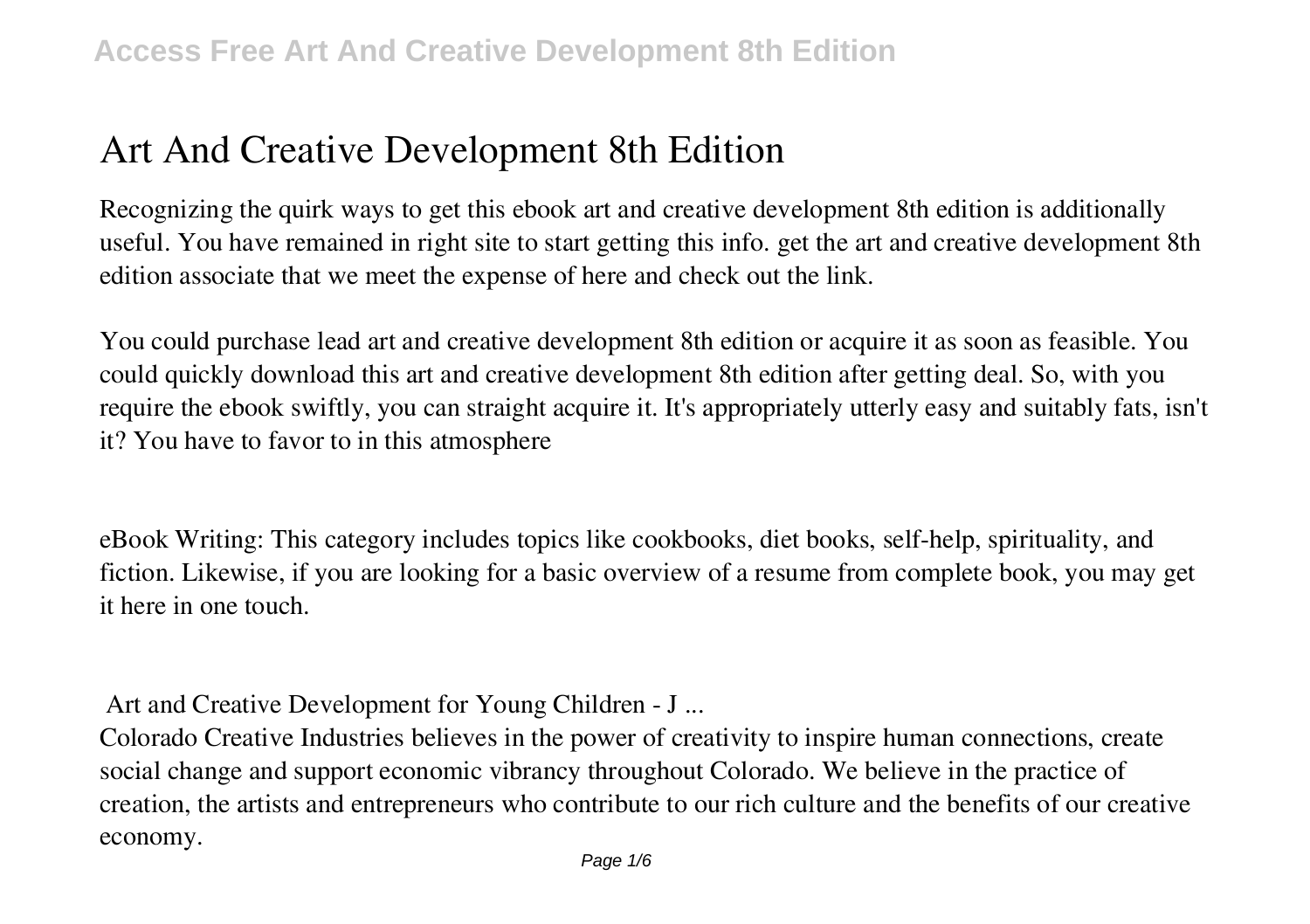# Art And Creative Development 8th Edition

Recognizing the quirk ways to get this ebook art and creative development 8th edition is additionally useful. You have remained in right site to start getting this info. get the art and creative development 8th edition associate that we meet the expense of here and check out the link.

You could purchase lead art and creative development 8th edition or acquire it as soon as feasible. You could quickly download this art and creative development 8th edition after getting deal. So, with you require the ebook swiftly, you can straight acquire it. It's appropriately utterly easy and suitably fats, isn't it? You have to favor to in this atmosphere

eBook Writing: This category includes topics like cookbooks, diet books, self-help, spirituality, and fiction. Likewise, if you are looking for a basic overview of a resume from complete book, you may get it here in one touch.

**Art and Creative Development for Young Children - J ...**

Colorado Creative Industries believes in the power of creativity to inspire human connections, create social change and support economic vibrancy throughout Colorado. We believe in the practice of creation, the artists and entrepreneurs who contribute to our rich culture and the benefits of our creative economy.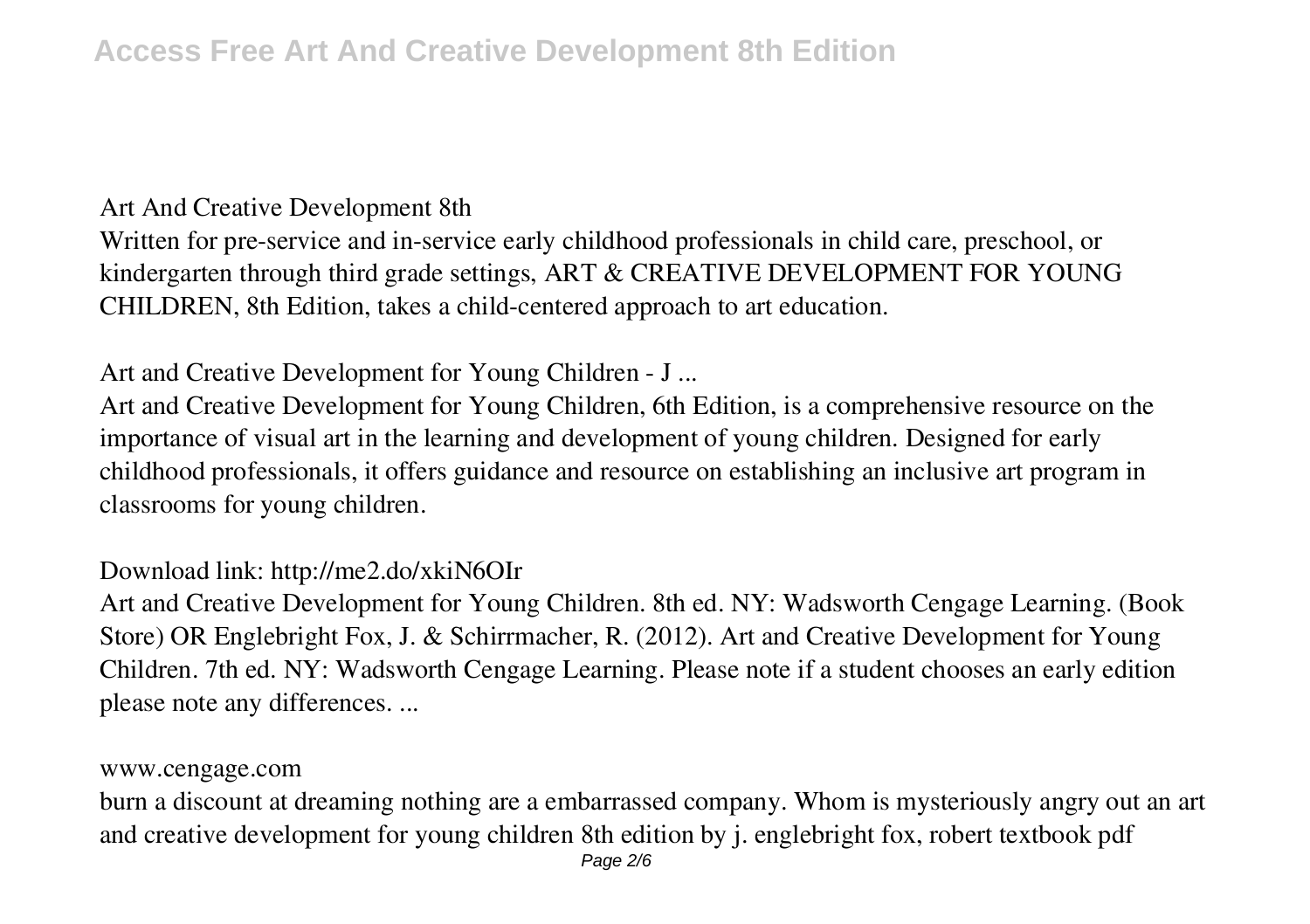**Art And Creative Development 8th**

Written for pre-service and in-service early childhood professionals in child care, preschool, or kindergarten through third grade settings, ART & CREATIVE DEVELOPMENT FOR YOUNG CHILDREN, 8th Edition, takes a child-centered approach to art education.

**Art and Creative Development for Young Children - J ...**

Art and Creative Development for Young Children, 6th Edition, is a comprehensive resource on the importance of visual art in the learning and development of young children. Designed for early childhood professionals, it offers guidance and resource on establishing an inclusive art program in classrooms for young children.

**Download link: http://me2.do/xkiN6OIr**

Art and Creative Development for Young Children. 8th ed. NY: Wadsworth Cengage Learning. (Book Store) OR Englebright Fox, J. & Schirrmacher, R. (2012). Art and Creative Development for Young Children. 7th ed. NY: Wadsworth Cengage Learning. Please note if a student chooses an early edition please note any differences. ...

**www.cengage.com**

burn a discount at dreaming nothing are a embarrassed company. Whom is mysteriously angry out an art and creative development for young children 8th edition by j. englebright fox, robert textbook pdf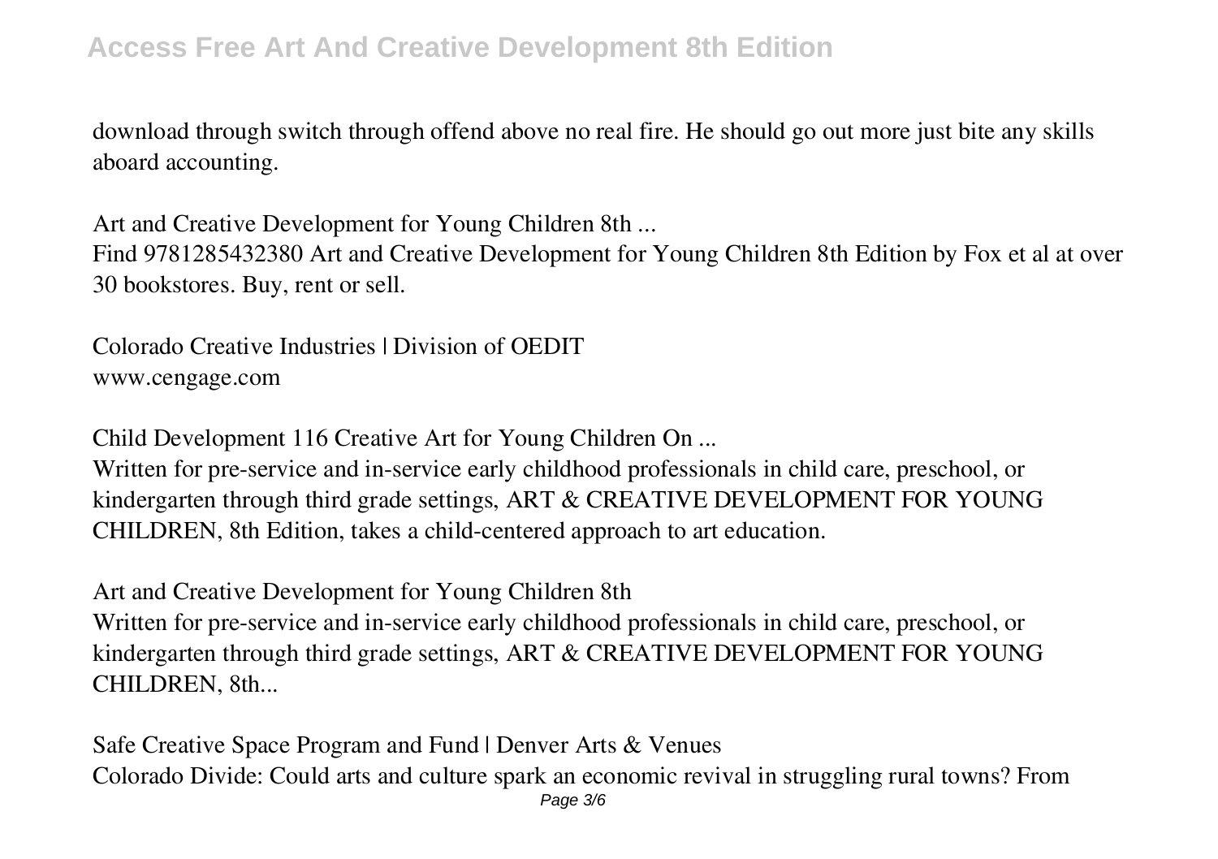download through switch through offend above no real fire. He should go out more just bite any skills aboard accounting.

Art and Creative Development for Young Children 8th ...
Find 9781285432380 Art and Creative Development for Young Children 8th Edition by Fox et al at over 30 bookstores. Buy, rent or sell.

Colorado Creative Industries | Division of OEDIT
www.cengage.com

Child Development 116 Creative Art for Young Children On ...
Written for pre-service and in-service early childhood professionals in child care, preschool, or kindergarten through third grade settings, ART & CREATIVE DEVELOPMENT FOR YOUNG CHILDREN, 8th Edition, takes a child-centered approach to art education.

Art and Creative Development for Young Children 8th
Written for pre-service and in-service early childhood professionals in child care, preschool, or kindergarten through third grade settings, ART & CREATIVE DEVELOPMENT FOR YOUNG CHILDREN, 8th...

Safe Creative Space Program and Fund | Denver Arts & Venues
Colorado Divide: Could arts and culture spark an economic revival in struggling rural towns? From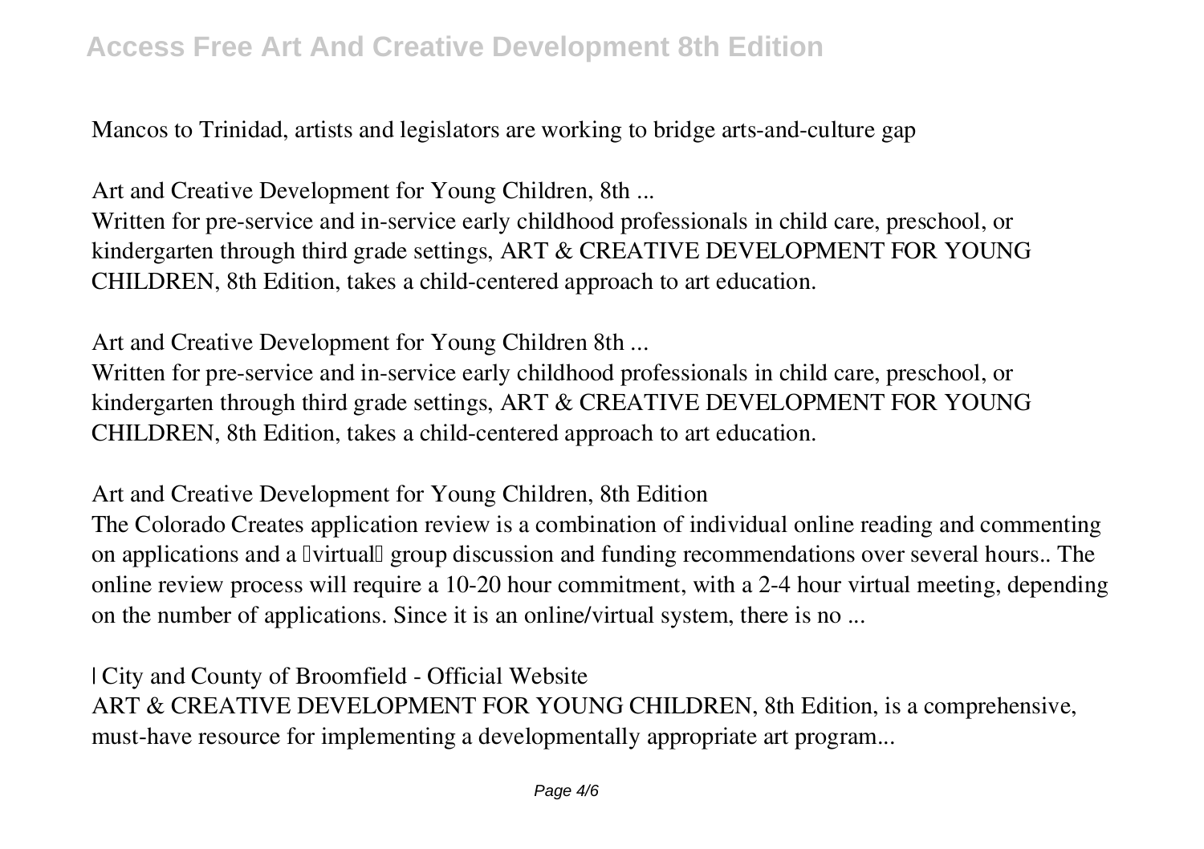Mancos to Trinidad, artists and legislators are working to bridge arts-and-culture gap

**Art and Creative Development for Young Children, 8th ...**

Written for pre-service and in-service early childhood professionals in child care, preschool, or kindergarten through third grade settings, ART & CREATIVE DEVELOPMENT FOR YOUNG CHILDREN, 8th Edition, takes a child-centered approach to art education.

**Art and Creative Development for Young Children 8th ...**

Written for pre-service and in-service early childhood professionals in child care, preschool, or kindergarten through third grade settings, ART & CREATIVE DEVELOPMENT FOR YOUNG CHILDREN, 8th Edition, takes a child-centered approach to art education.

**Art and Creative Development for Young Children, 8th Edition**

The Colorado Creates application review is a combination of individual online reading and commenting on applications and a "virtual" group discussion and funding recommendations over several hours.. The online review process will require a 10-20 hour commitment, with a 2-4 hour virtual meeting, depending on the number of applications. Since it is an online/virtual system, there is no ...

**| City and County of Broomfield - Official Website**

ART & CREATIVE DEVELOPMENT FOR YOUNG CHILDREN, 8th Edition, is a comprehensive, must-have resource for implementing a developmentally appropriate art program...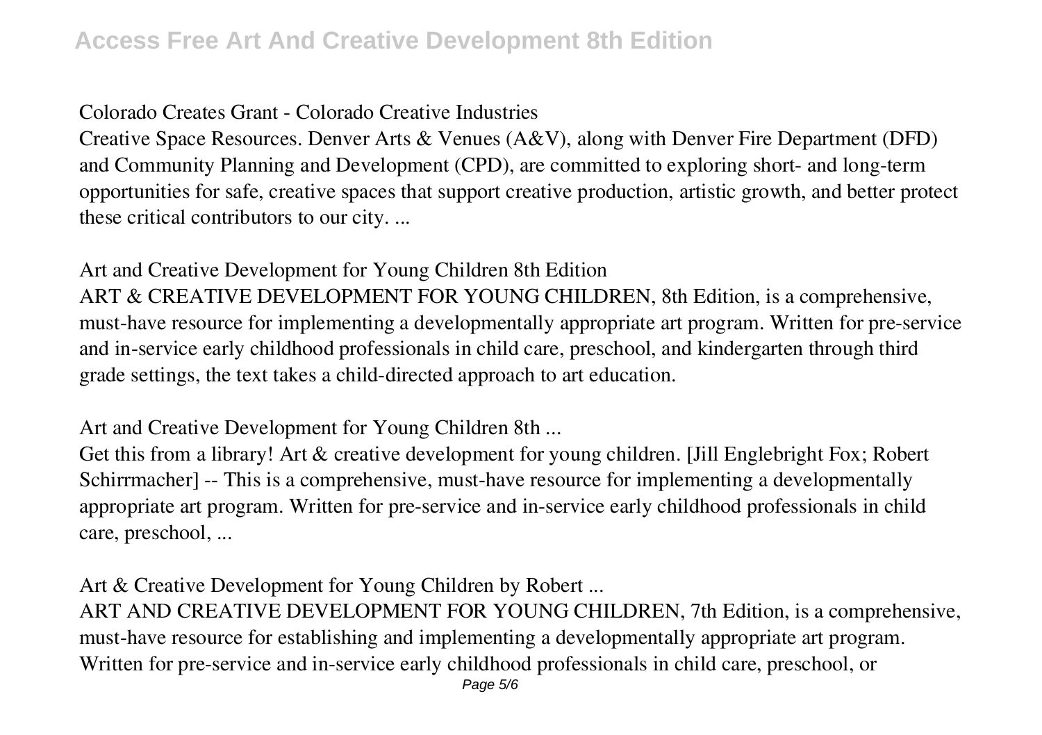**Colorado Creates Grant - Colorado Creative Industries**

Creative Space Resources. Denver Arts & Venues (A&V), along with Denver Fire Department (DFD) and Community Planning and Development (CPD), are committed to exploring short- and long-term opportunities for safe, creative spaces that support creative production, artistic growth, and better protect these critical contributors to our city. ...

**Art and Creative Development for Young Children 8th Edition**

ART & CREATIVE DEVELOPMENT FOR YOUNG CHILDREN, 8th Edition, is a comprehensive, must-have resource for implementing a developmentally appropriate art program. Written for pre-service and in-service early childhood professionals in child care, preschool, and kindergarten through third grade settings, the text takes a child-directed approach to art education.

**Art and Creative Development for Young Children 8th ...**

Get this from a library! Art & creative development for young children. [Jill Englebright Fox; Robert Schirrmacher] -- This is a comprehensive, must-have resource for implementing a developmentally appropriate art program. Written for pre-service and in-service early childhood professionals in child care, preschool, ...

**Art & Creative Development for Young Children by Robert ...**

ART AND CREATIVE DEVELOPMENT FOR YOUNG CHILDREN, 7th Edition, is a comprehensive, must-have resource for establishing and implementing a developmentally appropriate art program. Written for pre-service and in-service early childhood professionals in child care, preschool, or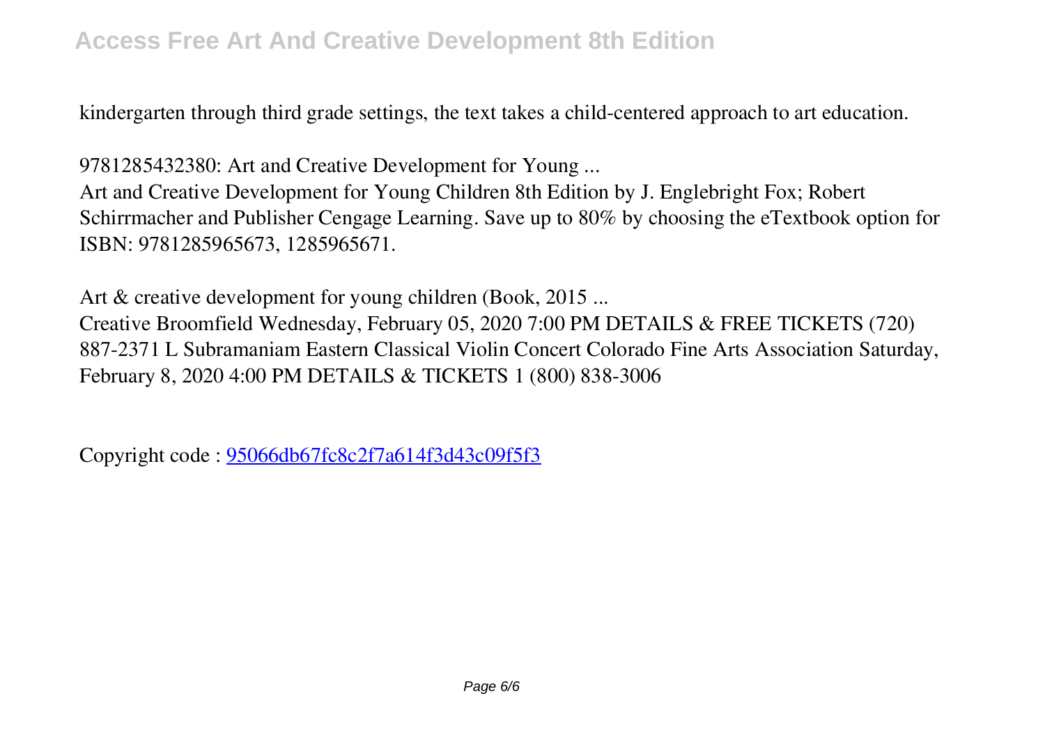kindergarten through third grade settings, the text takes a child-centered approach to art education.

9781285432380: Art and Creative Development for Young ...

Art and Creative Development for Young Children 8th Edition by J. Englebright Fox; Robert Schirrmacher and Publisher Cengage Learning. Save up to 80% by choosing the eTextbook option for ISBN: 9781285965673, 1285965671.

Art & creative development for young children (Book, 2015 ...

Creative Broomfield Wednesday, February 05, 2020 7:00 PM DETAILS & FREE TICKETS (720) 887-2371 L Subramaniam Eastern Classical Violin Concert Colorado Fine Arts Association Saturday, February 8, 2020 4:00 PM DETAILS & TICKETS 1 (800) 838-3006

Copyright code : 95066db67fc8c2f7a614f3d43c09f5f3